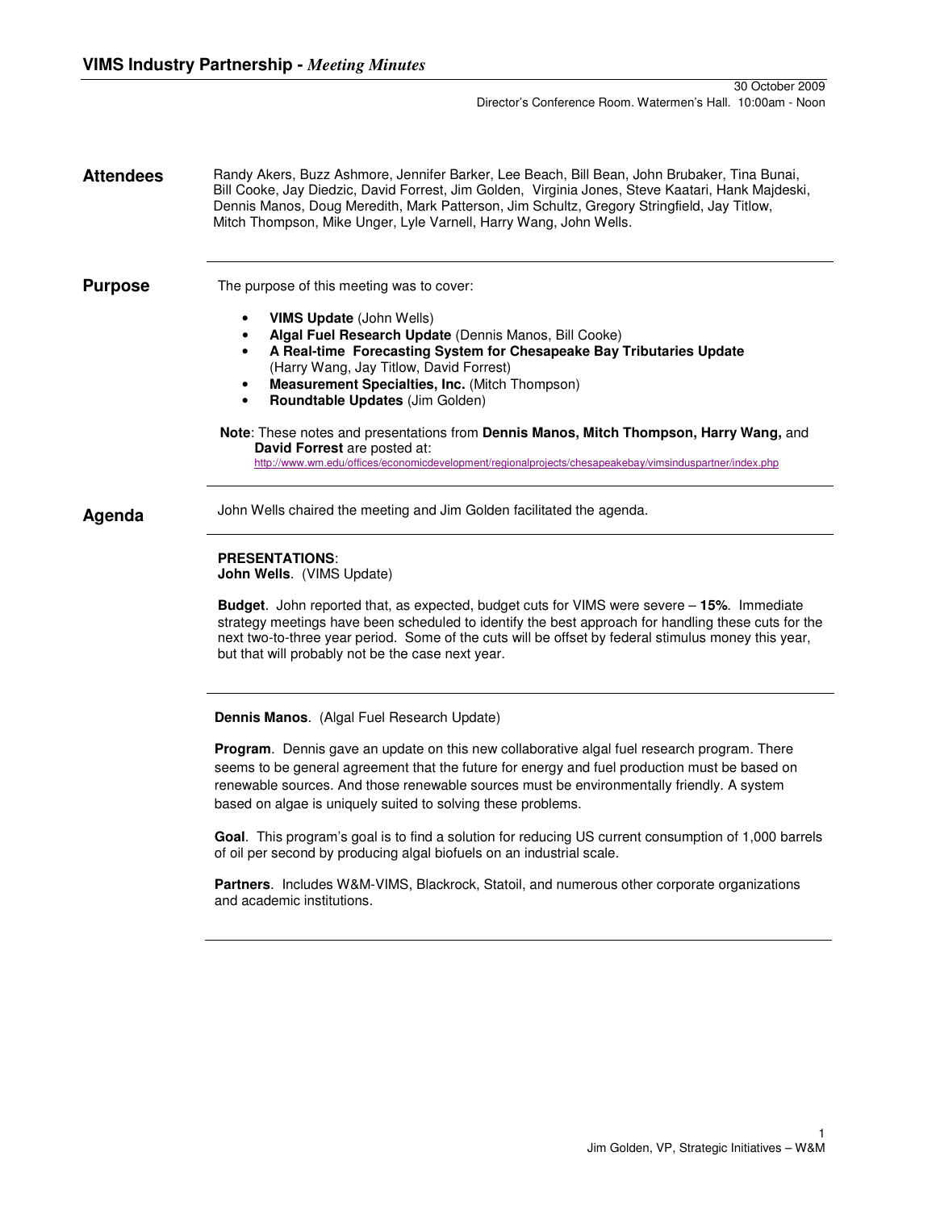# VIMS Industry Partnership - *Meeting Minutes*

30 October 2009
Director's Conference Room. Watermen's Hall. 10:00am - Noon

## Attendees

Randy Akers, Buzz Ashmore, Jennifer Barker, Lee Beach, Bill Bean, John Brubaker, Tina Bunai, Bill Cooke, Jay Diedzic, David Forrest, Jim Golden, Virginia Jones, Steve Kaatari, Hank Majdeski, Dennis Manos, Doug Meredith, Mark Patterson, Jim Schultz, Gregory Stringfield, Jay Titlow, Mitch Thompson, Mike Unger, Lyle Varnell, Harry Wang, John Wells.

## Purpose

The purpose of this meeting was to cover:

- **VIMS Update** (John Wells)
- **Algal Fuel Research Update** (Dennis Manos, Bill Cooke)
- **A Real-time Forecasting System for Chesapeake Bay Tributaries Update** (Harry Wang, Jay Titlow, David Forrest)
- **Measurement Specialties, Inc.** (Mitch Thompson)
- **Roundtable Updates** (Jim Golden)

**Note**: These notes and presentations from **Dennis Manos, Mitch Thompson, Harry Wang,** and **David Forrest** are posted at:
http://www.wm.edu/offices/economicdevelopment/regionalprojects/chesapeakebay/vimsinduspartner/index.php

## Agenda

John Wells chaired the meeting and Jim Golden facilitated the agenda.

**PRESENTATIONS**:
**John Wells**. (VIMS Update)

**Budget**. John reported that, as expected, budget cuts for VIMS were severe – **15%**. Immediate strategy meetings have been scheduled to identify the best approach for handling these cuts for the next two-to-three year period. Some of the cuts will be offset by federal stimulus money this year, but that will probably not be the case next year.

**Dennis Manos**. (Algal Fuel Research Update)

**Program**. Dennis gave an update on this new collaborative algal fuel research program. There seems to be general agreement that the future for energy and fuel production must be based on renewable sources. And those renewable sources must be environmentally friendly. A system based on algae is uniquely suited to solving these problems.

**Goal**. This program's goal is to find a solution for reducing US current consumption of 1,000 barrels of oil per second by producing algal biofuels on an industrial scale.

**Partners**. Includes W&M-VIMS, Blackrock, Statoil, and numerous other corporate organizations and academic institutions.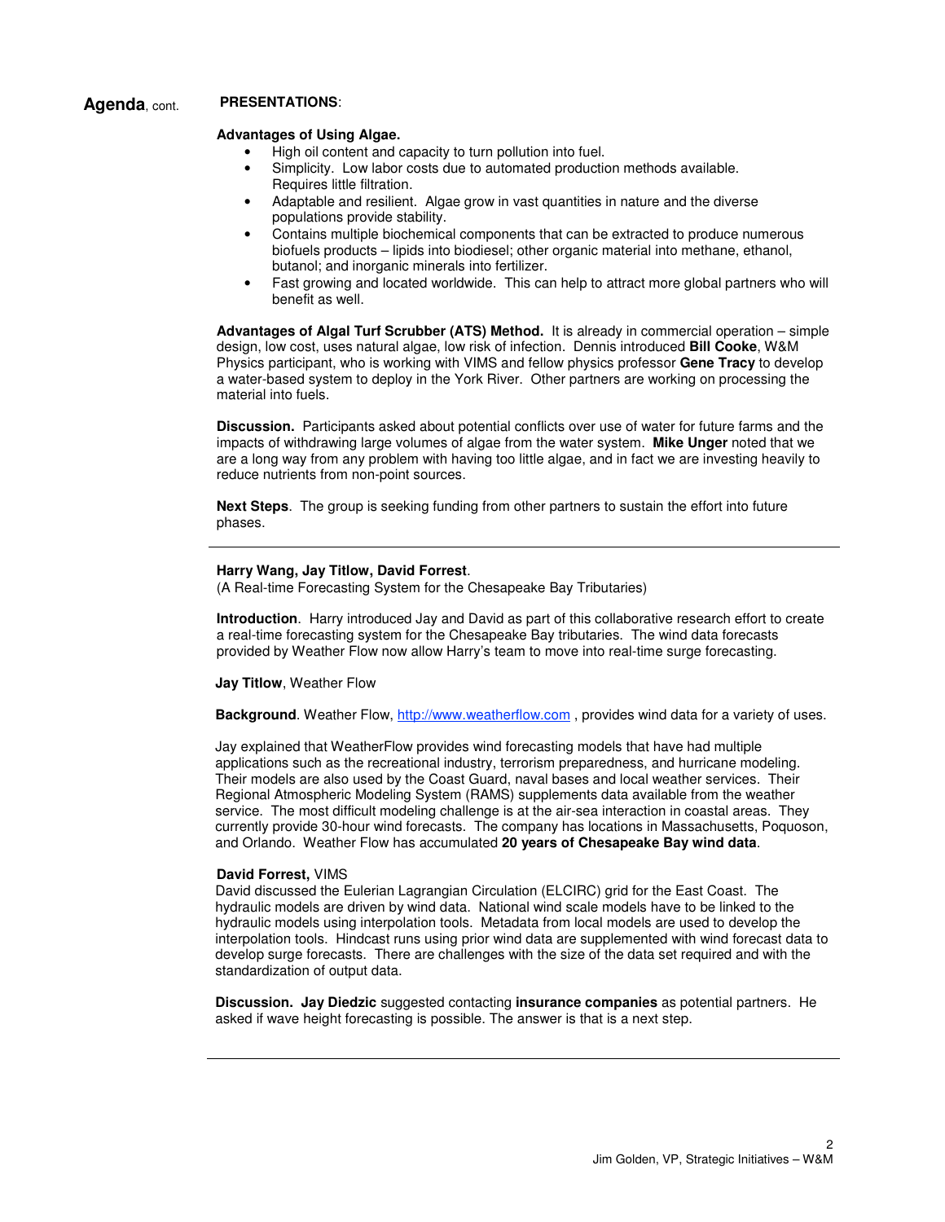**Agenda**, cont. **PRESENTATIONS**:

**Advantages of Using Algae.**

- High oil content and capacity to turn pollution into fuel.
- Simplicity. Low labor costs due to automated production methods available. Requires little filtration.
- Adaptable and resilient. Algae grow in vast quantities in nature and the diverse populations provide stability.
- Contains multiple biochemical components that can be extracted to produce numerous biofuels products – lipids into biodiesel; other organic material into methane, ethanol, butanol; and inorganic minerals into fertilizer.
- Fast growing and located worldwide. This can help to attract more global partners who will benefit as well.

**Advantages of Algal Turf Scrubber (ATS) Method.** It is already in commercial operation – simple design, low cost, uses natural algae, low risk of infection. Dennis introduced **Bill Cooke**, W&M Physics participant, who is working with VIMS and fellow physics professor **Gene Tracy** to develop a water-based system to deploy in the York River. Other partners are working on processing the material into fuels.

**Discussion.** Participants asked about potential conflicts over use of water for future farms and the impacts of withdrawing large volumes of algae from the water system. **Mike Unger** noted that we are a long way from any problem with having too little algae, and in fact we are investing heavily to reduce nutrients from non-point sources.

**Next Steps**. The group is seeking funding from other partners to sustain the effort into future phases.

---

**Harry Wang, Jay Titlow, David Forrest**.
(A Real-time Forecasting System for the Chesapeake Bay Tributaries)

**Introduction**. Harry introduced Jay and David as part of this collaborative research effort to create a real-time forecasting system for the Chesapeake Bay tributaries. The wind data forecasts provided by Weather Flow now allow Harry's team to move into real-time surge forecasting.

**Jay Titlow**, Weather Flow

**Background**. Weather Flow, http://www.weatherflow.com , provides wind data for a variety of uses.

Jay explained that WeatherFlow provides wind forecasting models that have had multiple applications such as the recreational industry, terrorism preparedness, and hurricane modeling. Their models are also used by the Coast Guard, naval bases and local weather services. Their Regional Atmospheric Modeling System (RAMS) supplements data available from the weather service. The most difficult modeling challenge is at the air-sea interaction in coastal areas. They currently provide 30-hour wind forecasts. The company has locations in Massachusetts, Poquoson, and Orlando. Weather Flow has accumulated **20 years of Chesapeake Bay wind data**.

**David Forrest,** VIMS
David discussed the Eulerian Lagrangian Circulation (ELCIRC) grid for the East Coast. The hydraulic models are driven by wind data. National wind scale models have to be linked to the hydraulic models using interpolation tools. Metadata from local models are used to develop the interpolation tools. Hindcast runs using prior wind data are supplemented with wind forecast data to develop surge forecasts. There are challenges with the size of the data set required and with the standardization of output data.

**Discussion. Jay Diedzic** suggested contacting **insurance companies** as potential partners. He asked if wave height forecasting is possible. The answer is that is a next step.

---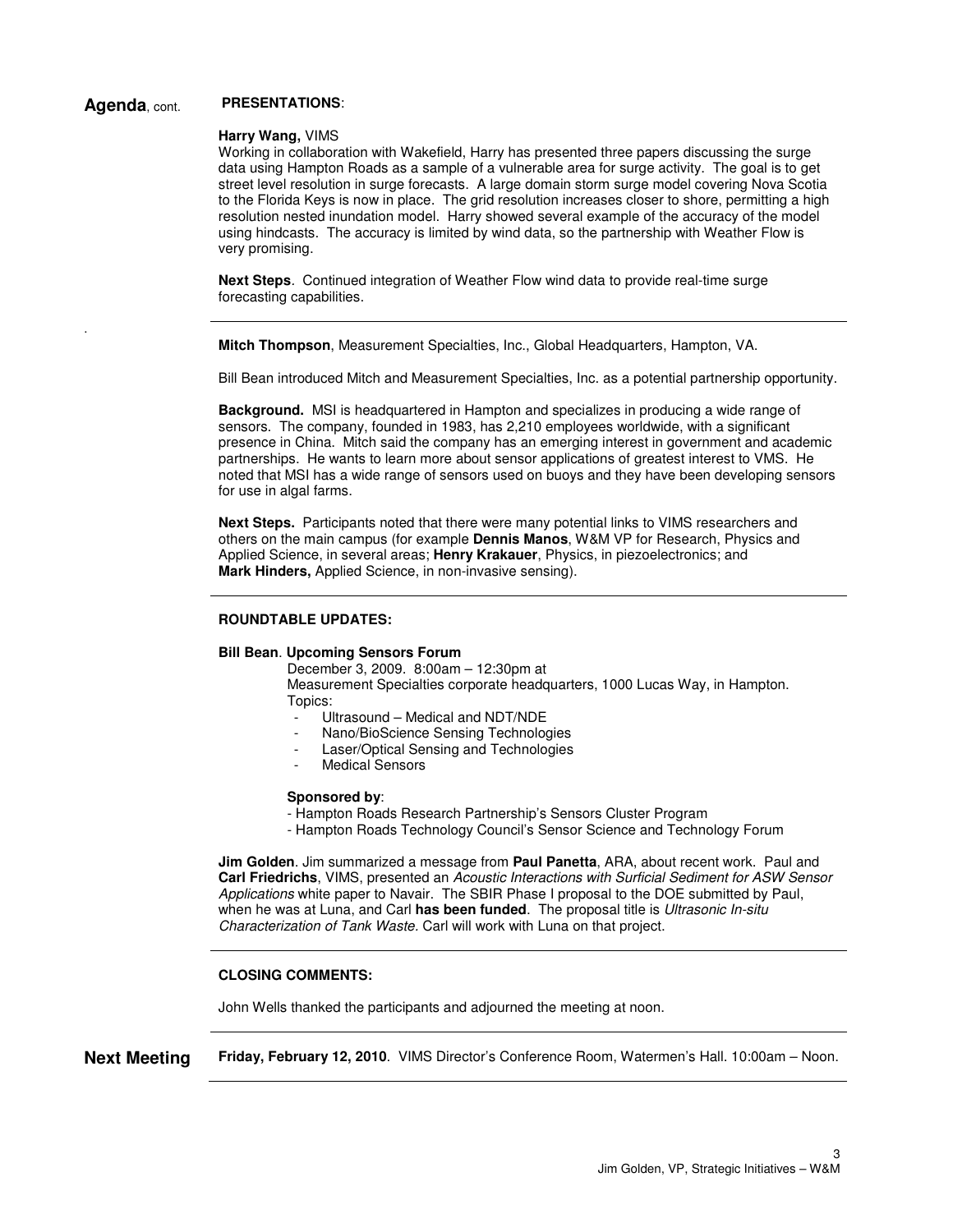**Agenda**, cont. **PRESENTATIONS**:

**Harry Wang,** VIMS
Working in collaboration with Wakefield, Harry has presented three papers discussing the surge data using Hampton Roads as a sample of a vulnerable area for surge activity. The goal is to get street level resolution in surge forecasts. A large domain storm surge model covering Nova Scotia to the Florida Keys is now in place. The grid resolution increases closer to shore, permitting a high resolution nested inundation model. Harry showed several example of the accuracy of the model using hindcasts. The accuracy is limited by wind data, so the partnership with Weather Flow is very promising.

**Next Steps**. Continued integration of Weather Flow wind data to provide real-time surge forecasting capabilities.

---

**Mitch Thompson**, Measurement Specialties, Inc., Global Headquarters, Hampton, VA.

Bill Bean introduced Mitch and Measurement Specialties, Inc. as a potential partnership opportunity.

**Background.** MSI is headquartered in Hampton and specializes in producing a wide range of sensors. The company, founded in 1983, has 2,210 employees worldwide, with a significant presence in China. Mitch said the company has an emerging interest in government and academic partnerships. He wants to learn more about sensor applications of greatest interest to VMS. He noted that MSI has a wide range of sensors used on buoys and they have been developing sensors for use in algal farms.

**Next Steps.** Participants noted that there were many potential links to VIMS researchers and others on the main campus (for example **Dennis Manos**, W&M VP for Research, Physics and Applied Science, in several areas; **Henry Krakauer**, Physics, in piezoelectronics; and **Mark Hinders,** Applied Science, in non-invasive sensing).

---

**ROUNDTABLE UPDATES:**

**Bill Bean**. **Upcoming Sensors Forum**

December 3, 2009. 8:00am – 12:30pm at
Measurement Specialties corporate headquarters, 1000 Lucas Way, in Hampton.
Topics:

- Ultrasound – Medical and NDT/NDE
- Nano/BioScience Sensing Technologies
- Laser/Optical Sensing and Technologies
- Medical Sensors

**Sponsored by**:

- Hampton Roads Research Partnership's Sensors Cluster Program
- Hampton Roads Technology Council's Sensor Science and Technology Forum

**Jim Golden**. Jim summarized a message from **Paul Panetta**, ARA, about recent work. Paul and **Carl Friedrichs**, VIMS, presented an *Acoustic Interactions with Surficial Sediment for ASW Sensor Applications* white paper to Navair. The SBIR Phase I proposal to the DOE submitted by Paul, when he was at Luna, and Carl **has been funded**. The proposal title is *Ultrasonic In-situ Characterization of Tank Waste.* Carl will work with Luna on that project.

---

**CLOSING COMMENTS:**

John Wells thanked the participants and adjourned the meeting at noon.

---

**Next Meeting** **Friday, February 12, 2010**. VIMS Director's Conference Room, Watermen's Hall. 10:00am – Noon.

---

Jim Golden, VP, Strategic Initiatives – W&M